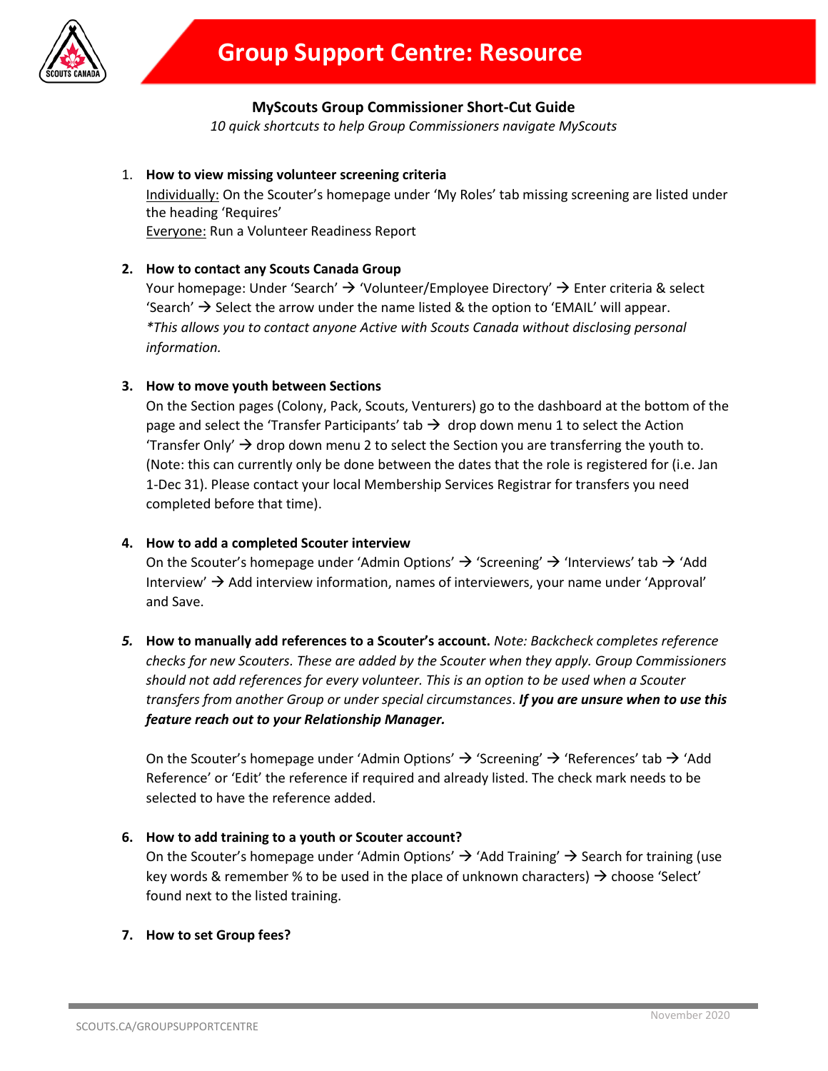# Group Support Centre: Resource

**MyScouts Group Commissioner Short-Cut Guide**

*10 quick shortcuts to help Group Commissioners navigate MyScouts*

1. **How to view missing volunteer screening criteria**
   Individually: On the Scouter's homepage under 'My Roles' tab missing screening are listed under the heading 'Requires'
   Everyone: Run a Volunteer Readiness Report

2. **How to contact any Scouts Canada Group**
   Your homepage: Under 'Search' → 'Volunteer/Employee Directory' → Enter criteria & select 'Search' → Select the arrow under the name listed & the option to 'EMAIL' will appear.
   *\*This allows you to contact anyone Active with Scouts Canada without disclosing personal information.*

3. **How to move youth between Sections**
   On the Section pages (Colony, Pack, Scouts, Venturers) go to the dashboard at the bottom of the page and select the 'Transfer Participants' tab → drop down menu 1 to select the Action 'Transfer Only' → drop down menu 2 to select the Section you are transferring the youth to. (Note: this can currently only be done between the dates that the role is registered for (i.e. Jan 1-Dec 31). Please contact your local Membership Services Registrar for transfers you need completed before that time).

4. **How to add a completed Scouter interview**
   On the Scouter's homepage under 'Admin Options' → 'Screening' → 'Interviews' tab → 'Add Interview' → Add interview information, names of interviewers, your name under 'Approval' and Save.

5. **How to manually add references to a Scouter's account.** *Note: Backcheck completes reference checks for new Scouters. These are added by the Scouter when they apply. Group Commissioners should not add references for every volunteer. This is an option to be used when a Scouter transfers from another Group or under special circumstances*. ***If you are unsure when to use this feature reach out to your Relationship Manager.***

   On the Scouter's homepage under 'Admin Options' → 'Screening' → 'References' tab → 'Add Reference' or 'Edit' the reference if required and already listed. The check mark needs to be selected to have the reference added.

6. **How to add training to a youth or Scouter account?**
   On the Scouter's homepage under 'Admin Options' → 'Add Training' → Search for training (use key words & remember % to be used in the place of unknown characters) → choose 'Select' found next to the listed training.

7. **How to set Group fees?**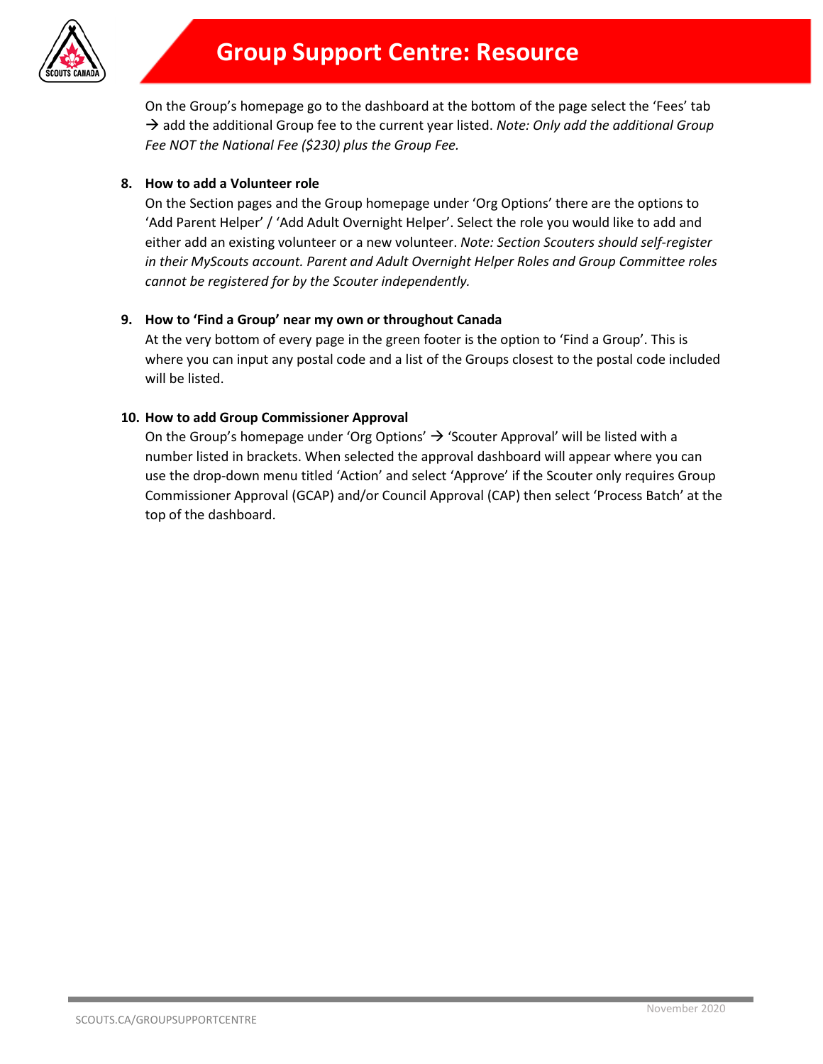On the Group's homepage go to the dashboard at the bottom of the page select the 'Fees' tab → add the additional Group fee to the current year listed. *Note: Only add the additional Group Fee NOT the National Fee ($230) plus the Group Fee.*

8. **How to add a Volunteer role**

   On the Section pages and the Group homepage under 'Org Options' there are the options to 'Add Parent Helper' / 'Add Adult Overnight Helper'. Select the role you would like to add and either add an existing volunteer or a new volunteer. *Note: Section Scouters should self-register in their MyScouts account. Parent and Adult Overnight Helper Roles and Group Committee roles cannot be registered for by the Scouter independently.*

9. **How to 'Find a Group' near my own or throughout Canada**

   At the very bottom of every page in the green footer is the option to 'Find a Group'. This is where you can input any postal code and a list of the Groups closest to the postal code included will be listed.

10. **How to add Group Commissioner Approval**

    On the Group's homepage under 'Org Options' → 'Scouter Approval' will be listed with a number listed in brackets. When selected the approval dashboard will appear where you can use the drop-down menu titled 'Action' and select 'Approve' if the Scouter only requires Group Commissioner Approval (GCAP) and/or Council Approval (CAP) then select 'Process Batch' at the top of the dashboard.